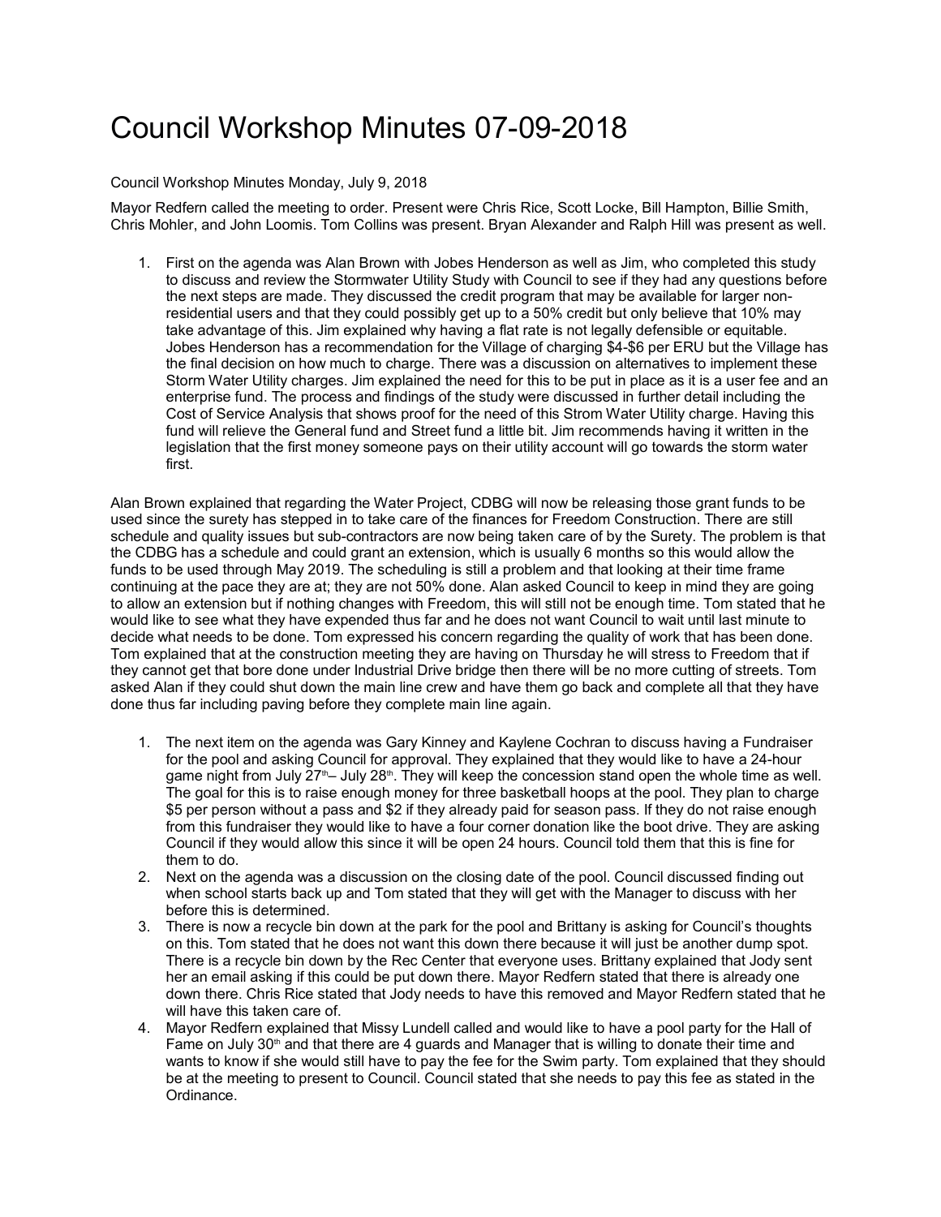# Council Workshop Minutes 07-09-2018

Council Workshop Minutes Monday, July 9, 2018

Mayor Redfern called the meeting to order. Present were Chris Rice, Scott Locke, Bill Hampton, Billie Smith, Chris Mohler, and John Loomis. Tom Collins was present. Bryan Alexander and Ralph Hill was present as well.

1. First on the agenda was Alan Brown with Jobes Henderson as well as Jim, who completed this study to discuss and review the Stormwater Utility Study with Council to see if they had any questions before the next steps are made. They discussed the credit program that may be available for larger non-residential users and that they could possibly get up to a 50% credit but only believe that 10% may take advantage of this. Jim explained why having a flat rate is not legally defensible or equitable. Jobes Henderson has a recommendation for the Village of charging $4-$6 per ERU but the Village has the final decision on how much to charge. There was a discussion on alternatives to implement these Storm Water Utility charges. Jim explained the need for this to be put in place as it is a user fee and an enterprise fund. The process and findings of the study were discussed in further detail including the Cost of Service Analysis that shows proof for the need of this Strom Water Utility charge. Having this fund will relieve the General fund and Street fund a little bit. Jim recommends having it written in the legislation that the first money someone pays on their utility account will go towards the storm water first.

Alan Brown explained that regarding the Water Project, CDBG will now be releasing those grant funds to be used since the surety has stepped in to take care of the finances for Freedom Construction. There are still schedule and quality issues but sub-contractors are now being taken care of by the Surety. The problem is that the CDBG has a schedule and could grant an extension, which is usually 6 months so this would allow the funds to be used through May 2019. The scheduling is still a problem and that looking at their time frame continuing at the pace they are at; they are not 50% done. Alan asked Council to keep in mind they are going to allow an extension but if nothing changes with Freedom, this will still not be enough time. Tom stated that he would like to see what they have expended thus far and he does not want Council to wait until last minute to decide what needs to be done. Tom expressed his concern regarding the quality of work that has been done. Tom explained that at the construction meeting they are having on Thursday he will stress to Freedom that if they cannot get that bore done under Industrial Drive bridge then there will be no more cutting of streets. Tom asked Alan if they could shut down the main line crew and have them go back and complete all that they have done thus far including paving before they complete main line again.

1. The next item on the agenda was Gary Kinney and Kaylene Cochran to discuss having a Fundraiser for the pool and asking Council for approval. They explained that they would like to have a 24-hour game night from July 27th– July 28th. They will keep the concession stand open the whole time as well. The goal for this is to raise enough money for three basketball hoops at the pool. They plan to charge $5 per person without a pass and $2 if they already paid for season pass. If they do not raise enough from this fundraiser they would like to have a four corner donation like the boot drive. They are asking Council if they would allow this since it will be open 24 hours. Council told them that this is fine for them to do.
2. Next on the agenda was a discussion on the closing date of the pool. Council discussed finding out when school starts back up and Tom stated that they will get with the Manager to discuss with her before this is determined.
3. There is now a recycle bin down at the park for the pool and Brittany is asking for Council's thoughts on this. Tom stated that he does not want this down there because it will just be another dump spot. There is a recycle bin down by the Rec Center that everyone uses. Brittany explained that Jody sent her an email asking if this could be put down there. Mayor Redfern stated that there is already one down there. Chris Rice stated that Jody needs to have this removed and Mayor Redfern stated that he will have this taken care of.
4. Mayor Redfern explained that Missy Lundell called and would like to have a pool party for the Hall of Fame on July 30th and that there are 4 guards and Manager that is willing to donate their time and wants to know if she would still have to pay the fee for the Swim party. Tom explained that they should be at the meeting to present to Council. Council stated that she needs to pay this fee as stated in the Ordinance.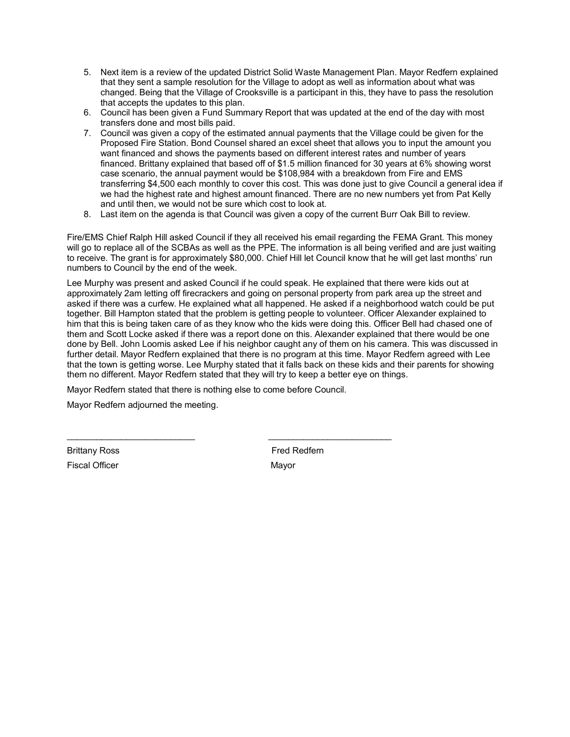5. Next item is a review of the updated District Solid Waste Management Plan. Mayor Redfern explained that they sent a sample resolution for the Village to adopt as well as information about what was changed. Being that the Village of Crooksville is a participant in this, they have to pass the resolution that accepts the updates to this plan.
6. Council has been given a Fund Summary Report that was updated at the end of the day with most transfers done and most bills paid.
7. Council was given a copy of the estimated annual payments that the Village could be given for the Proposed Fire Station. Bond Counsel shared an excel sheet that allows you to input the amount you want financed and shows the payments based on different interest rates and number of years financed. Brittany explained that based off of $1.5 million financed for 30 years at 6% showing worst case scenario, the annual payment would be $108,984 with a breakdown from Fire and EMS transferring $4,500 each monthly to cover this cost. This was done just to give Council a general idea if we had the highest rate and highest amount financed. There are no new numbers yet from Pat Kelly and until then, we would not be sure which cost to look at.
8. Last item on the agenda is that Council was given a copy of the current Burr Oak Bill to review.

Fire/EMS Chief Ralph Hill asked Council if they all received his email regarding the FEMA Grant. This money will go to replace all of the SCBAs as well as the PPE. The information is all being verified and are just waiting to receive. The grant is for approximately $80,000. Chief Hill let Council know that he will get last months' run numbers to Council by the end of the week.

Lee Murphy was present and asked Council if he could speak. He explained that there were kids out at approximately 2am letting off firecrackers and going on personal property from park area up the street and asked if there was a curfew. He explained what all happened. He asked if a neighborhood watch could be put together. Bill Hampton stated that the problem is getting people to volunteer. Officer Alexander explained to him that this is being taken care of as they know who the kids were doing this. Officer Bell had chased one of them and Scott Locke asked if there was a report done on this. Alexander explained that there would be one done by Bell. John Loomis asked Lee if his neighbor caught any of them on his camera. This was discussed in further detail. Mayor Redfern explained that there is no program at this time. Mayor Redfern agreed with Lee that the town is getting worse. Lee Murphy stated that it falls back on these kids and their parents for showing them no different. Mayor Redfern stated that they will try to keep a better eye on things.

Mayor Redfern stated that there is nothing else to come before Council.

Mayor Redfern adjourned the meeting.

\_\_\_\_\_\_\_\_\_\_\_\_\_\_\_\_\_\_\_\_\_\_\_\_\_\_ \_\_\_\_\_\_\_\_\_\_\_\_\_\_\_\_\_\_\_\_\_\_\_\_\_\_

Brittany Ross — Fiscal Officer

Fred Redfern — Mayor